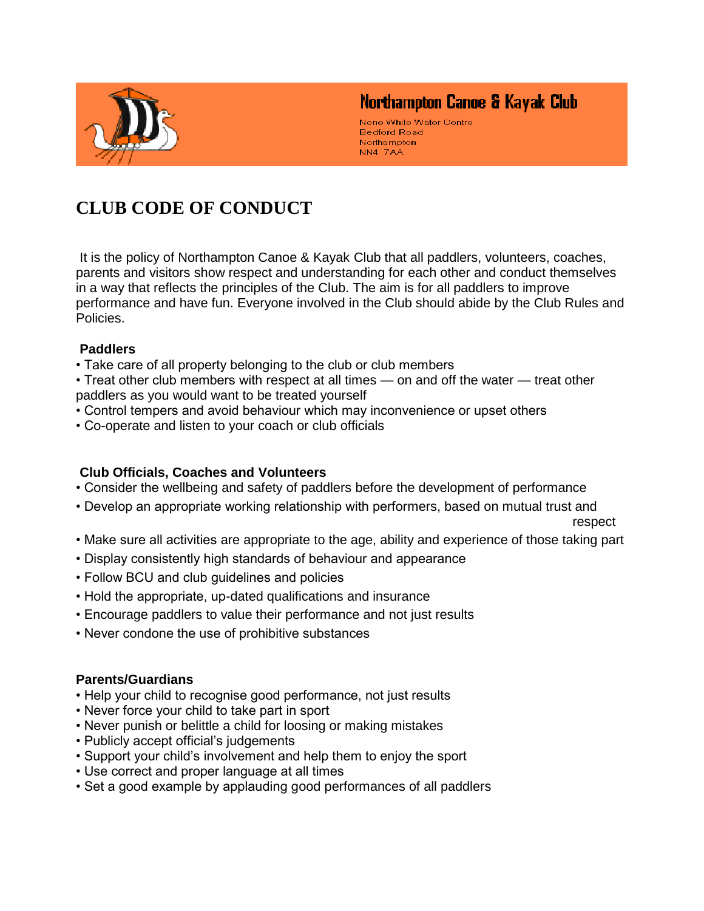# Northampton Canoe & Kayak Club

Nene White Water Centre
Bedford Road
Northampton
NN4 7AA

## CLUB CODE OF CONDUCT

It is the policy of Northampton Canoe & Kayak Club that all paddlers, volunteers, coaches, parents and visitors show respect and understanding for each other and conduct themselves in a way that reflects the principles of the Club. The aim is for all paddlers to improve performance and have fun. Everyone involved in the Club should abide by the Club Rules and Policies.

### Paddlers

- Take care of all property belonging to the club or club members
- Treat other club members with respect at all times — on and off the water — treat other paddlers as you would want to be treated yourself
- Control tempers and avoid behaviour which may inconvenience or upset others
- Co-operate and listen to your coach or club officials

### Club Officials, Coaches and Volunteers

- Consider the wellbeing and safety of paddlers before the development of performance
- Develop an appropriate working relationship with performers, based on mutual trust and respect
- Make sure all activities are appropriate to the age, ability and experience of those taking part
- Display consistently high standards of behaviour and appearance
- Follow BCU and club guidelines and policies
- Hold the appropriate, up-dated qualifications and insurance
- Encourage paddlers to value their performance and not just results
- Never condone the use of prohibitive substances

### Parents/Guardians

- Help your child to recognise good performance, not just results
- Never force your child to take part in sport
- Never punish or belittle a child for loosing or making mistakes
- Publicly accept official's judgements
- Support your child's involvement and help them to enjoy the sport
- Use correct and proper language at all times
- Set a good example by applauding good performances of all paddlers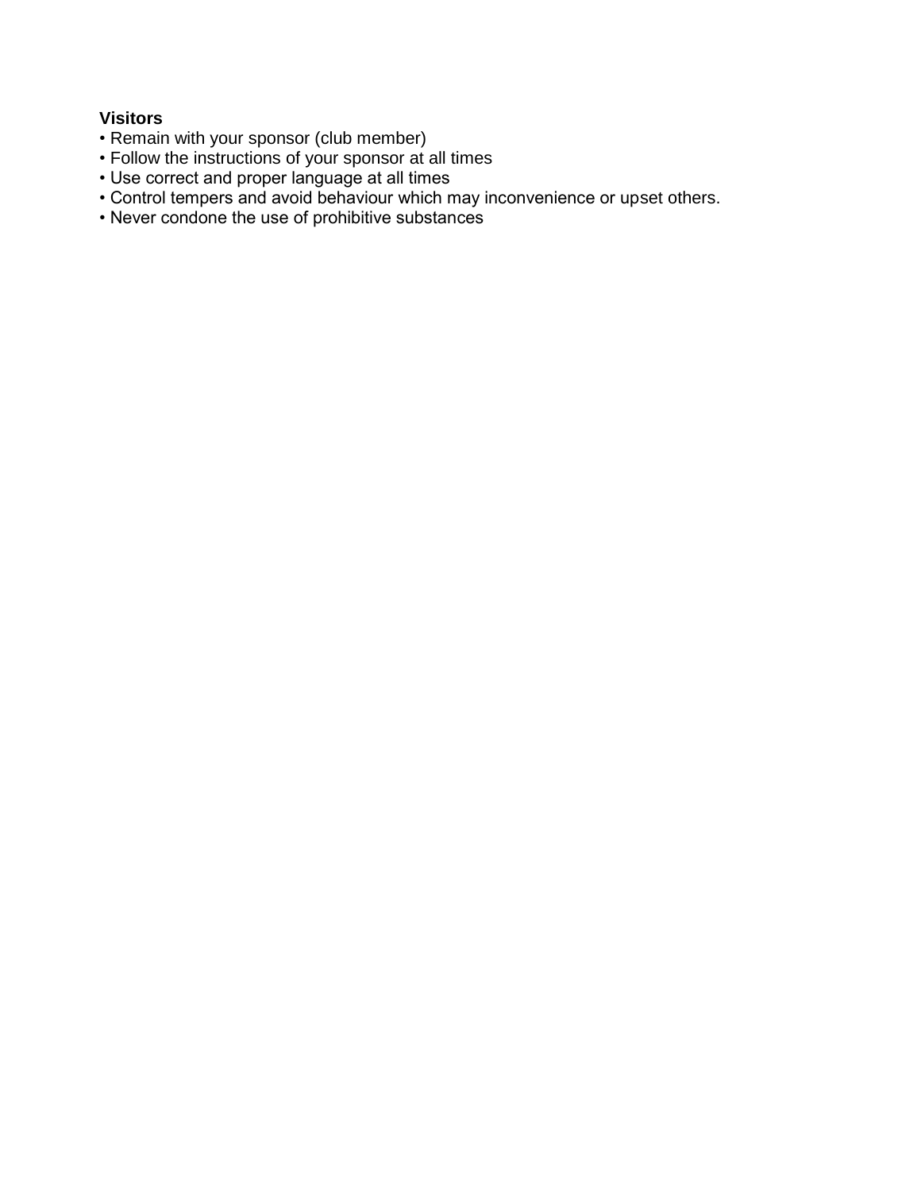**Visitors**

- Remain with your sponsor (club member)
- Follow the instructions of your sponsor at all times
- Use correct and proper language at all times
- Control tempers and avoid behaviour which may inconvenience or upset others.
- Never condone the use of prohibitive substances